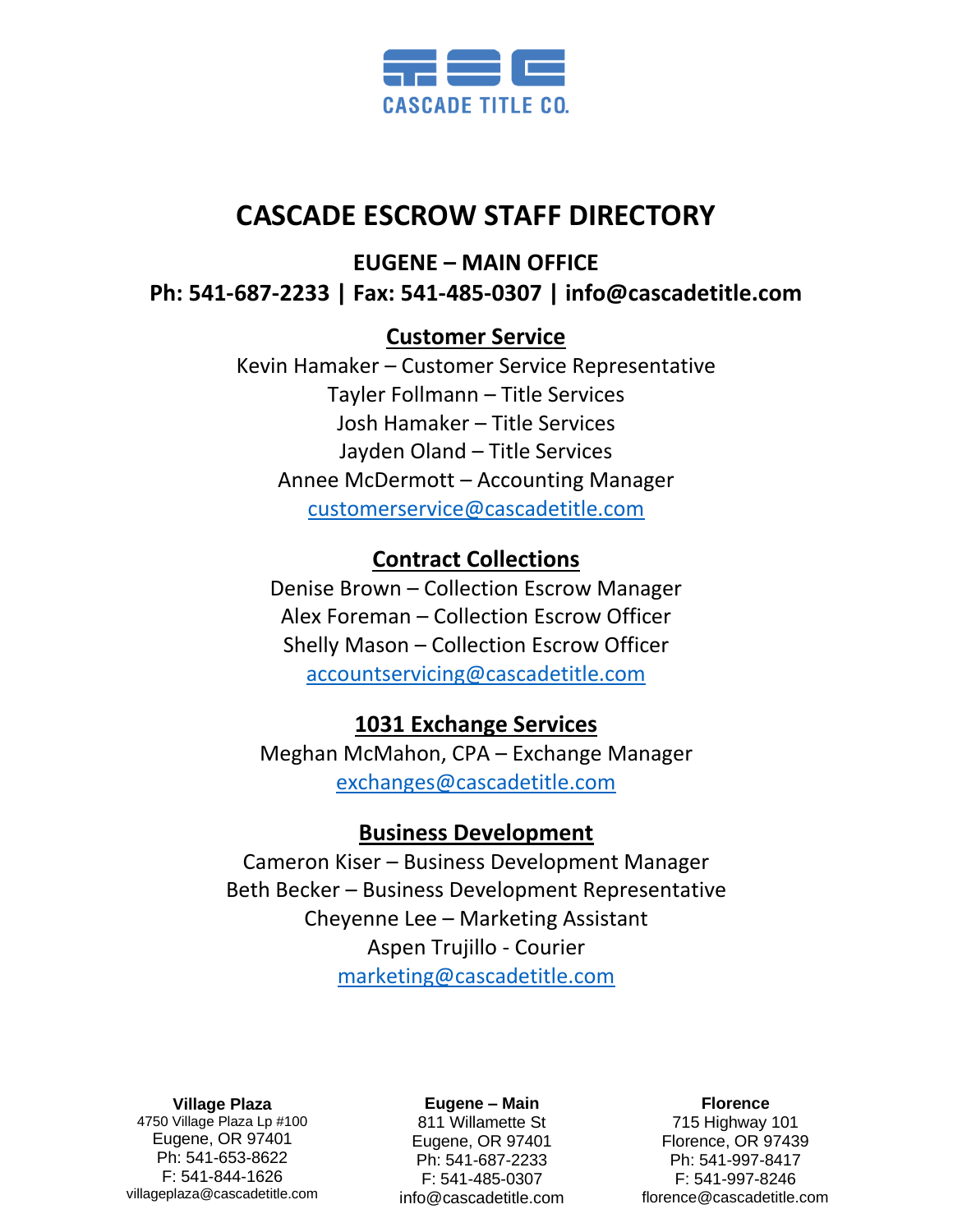CASCADE TITLE CO.

# CASCADE ESCROW STAFF DIRECTORY

## EUGENE – MAIN OFFICE

**Ph: 541-687-2233 | Fax: 541-485-0307 | info@cascadetitle.com**

### Customer Service

Kevin Hamaker – Customer Service Representative
Tayler Follmann – Title Services
Josh Hamaker – Title Services
Jayden Oland – Title Services
Annee McDermott – Accounting Manager
customerservice@cascadetitle.com

### Contract Collections

Denise Brown – Collection Escrow Manager
Alex Foreman – Collection Escrow Officer
Shelly Mason – Collection Escrow Officer
accountservicing@cascadetitle.com

### 1031 Exchange Services

Meghan McMahon, CPA – Exchange Manager
exchanges@cascadetitle.com

### Business Development

Cameron Kiser – Business Development Manager
Beth Becker – Business Development Representative
Cheyenne Lee – Marketing Assistant
Aspen Trujillo - Courier
marketing@cascadetitle.com

**Village Plaza**
4750 Village Plaza Lp #100
Eugene, OR 97401
Ph: 541-653-8622
F: 541-844-1626
villageplaza@cascadetitle.com

**Eugene – Main**
811 Willamette St
Eugene, OR 97401
Ph: 541-687-2233
F: 541-485-0307
info@cascadetitle.com

**Florence**
715 Highway 101
Florence, OR 97439
Ph: 541-997-8417
F: 541-997-8246
florence@cascadetitle.com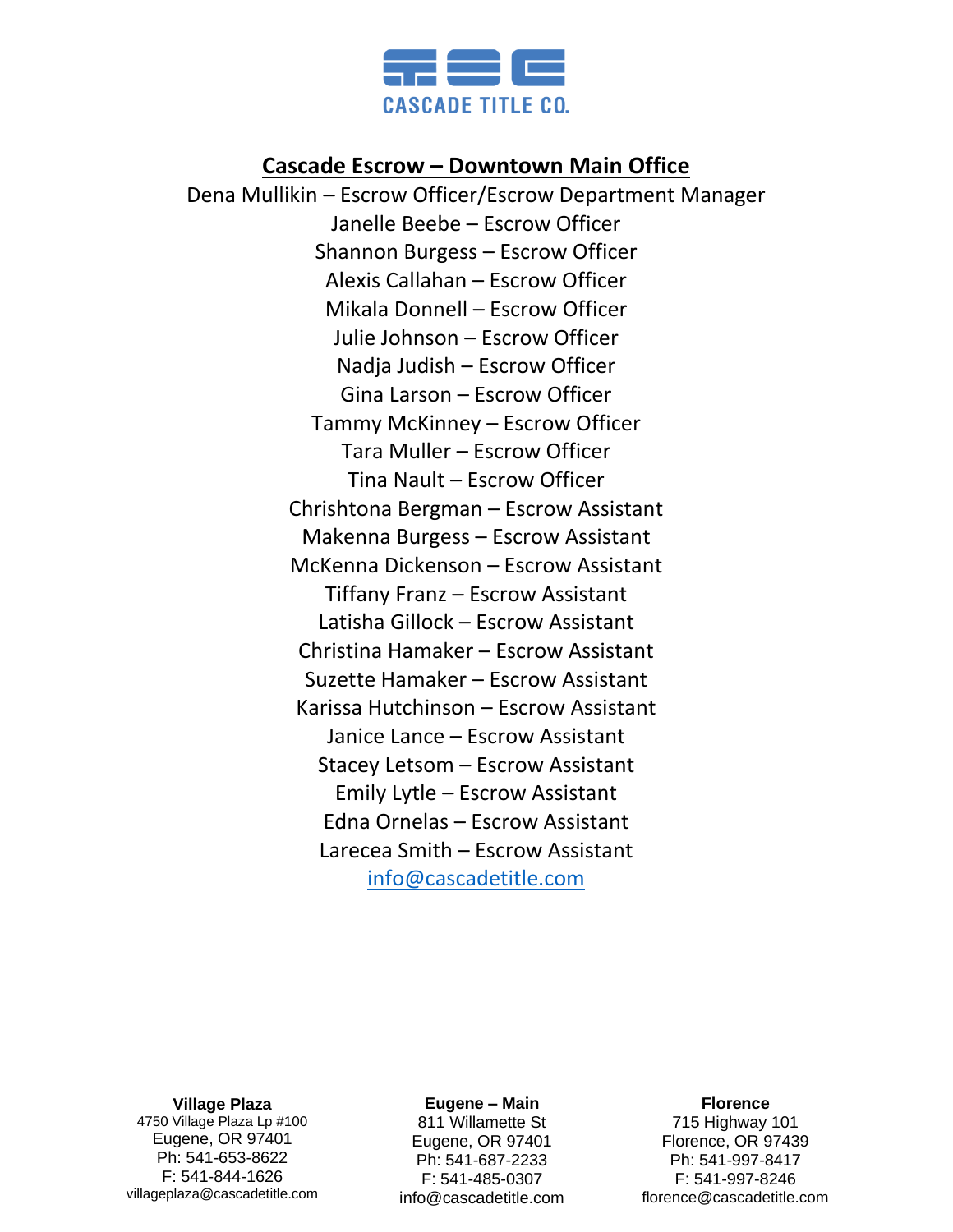CASCADE TITLE CO.

## Cascade Escrow – Downtown Main Office

Dena Mullikin – Escrow Officer/Escrow Department Manager
Janelle Beebe – Escrow Officer
Shannon Burgess – Escrow Officer
Alexis Callahan – Escrow Officer
Mikala Donnell – Escrow Officer
Julie Johnson – Escrow Officer
Nadja Judish – Escrow Officer
Gina Larson – Escrow Officer
Tammy McKinney – Escrow Officer
Tara Muller – Escrow Officer
Tina Nault – Escrow Officer
Chrishtona Bergman – Escrow Assistant
Makenna Burgess – Escrow Assistant
McKenna Dickenson – Escrow Assistant
Tiffany Franz – Escrow Assistant
Latisha Gillock – Escrow Assistant
Christina Hamaker – Escrow Assistant
Suzette Hamaker – Escrow Assistant
Karissa Hutchinson – Escrow Assistant
Janice Lance – Escrow Assistant
Stacey Letsom – Escrow Assistant
Emily Lytle – Escrow Assistant
Edna Ornelas – Escrow Assistant
Larecea Smith – Escrow Assistant
info@cascadetitle.com

**Village Plaza**
4750 Village Plaza Lp #100
Eugene, OR 97401
Ph: 541-653-8622
F: 541-844-1626
villageplaza@cascadetitle.com

**Eugene – Main**
811 Willamette St
Eugene, OR 97401
Ph: 541-687-2233
F: 541-485-0307
info@cascadetitle.com

**Florence**
715 Highway 101
Florence, OR 97439
Ph: 541-997-8417
F: 541-997-8246
florence@cascadetitle.com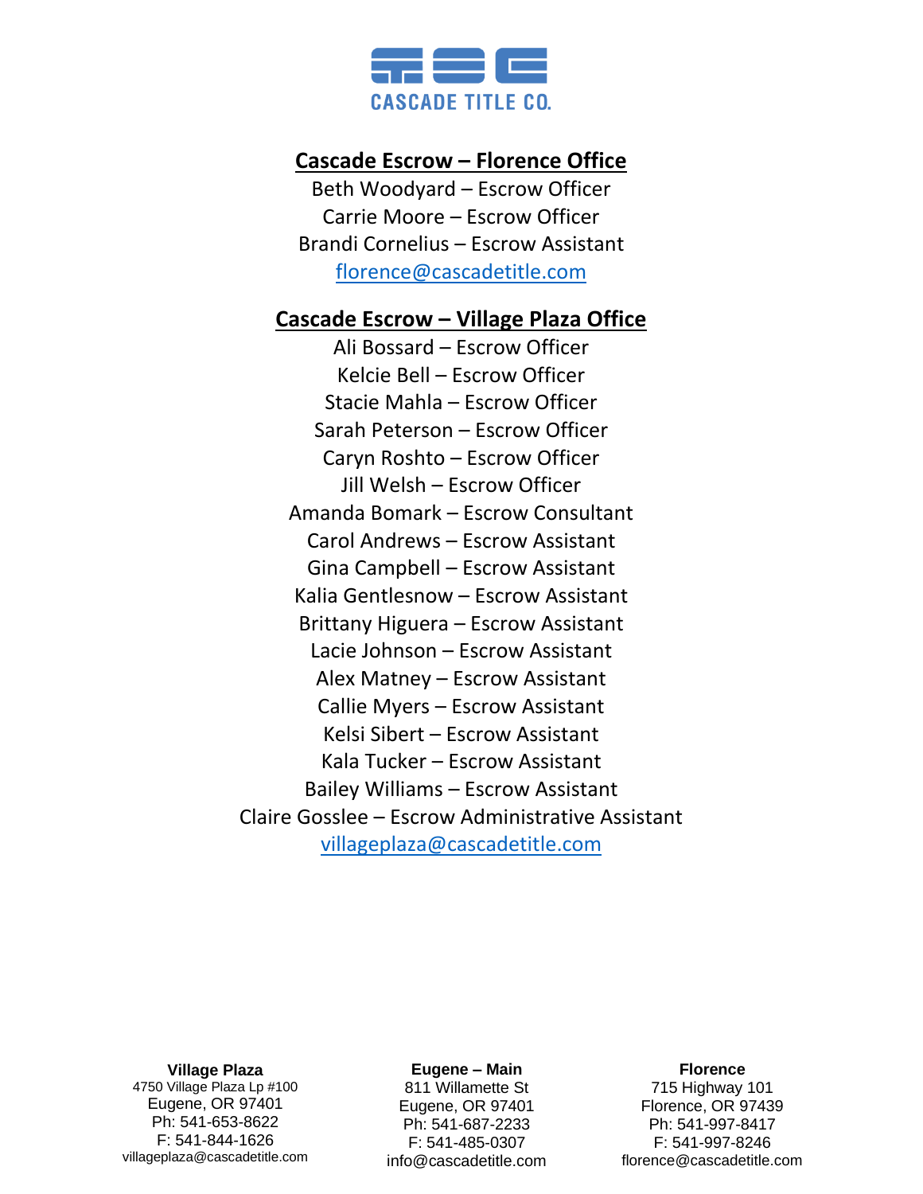CASCADE TITLE CO.

## Cascade Escrow – Florence Office

Beth Woodyard – Escrow Officer
Carrie Moore – Escrow Officer
Brandi Cornelius – Escrow Assistant
florence@cascadetitle.com

## Cascade Escrow – Village Plaza Office

Ali Bossard – Escrow Officer
Kelcie Bell – Escrow Officer
Stacie Mahla – Escrow Officer
Sarah Peterson – Escrow Officer
Caryn Roshto – Escrow Officer
Jill Welsh – Escrow Officer
Amanda Bomark – Escrow Consultant
Carol Andrews – Escrow Assistant
Gina Campbell – Escrow Assistant
Kalia Gentlesnow – Escrow Assistant
Brittany Higuera – Escrow Assistant
Lacie Johnson – Escrow Assistant
Alex Matney – Escrow Assistant
Callie Myers – Escrow Assistant
Kelsi Sibert – Escrow Assistant
Kala Tucker – Escrow Assistant
Bailey Williams – Escrow Assistant
Claire Gosslee – Escrow Administrative Assistant
villageplaza@cascadetitle.com

**Village Plaza**
4750 Village Plaza Lp #100
Eugene, OR 97401
Ph: 541-653-8622
F: 541-844-1626
villageplaza@cascadetitle.com

**Eugene – Main**
811 Willamette St
Eugene, OR 97401
Ph: 541-687-2233
F: 541-485-0307
info@cascadetitle.com

**Florence**
715 Highway 101
Florence, OR 97439
Ph: 541-997-8417
F: 541-997-8246
florence@cascadetitle.com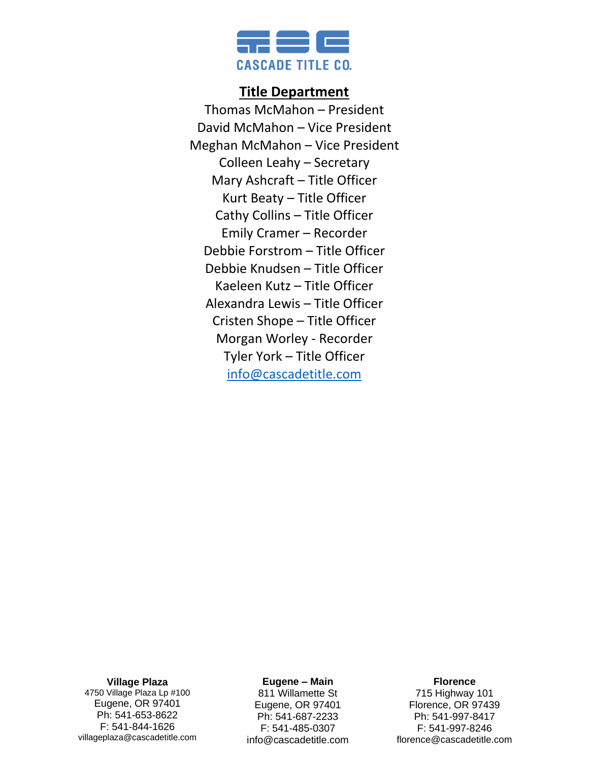CASCADE TITLE CO.

## Title Department

Thomas McMahon – President
David McMahon – Vice President
Meghan McMahon – Vice President
Colleen Leahy – Secretary
Mary Ashcraft – Title Officer
Kurt Beaty – Title Officer
Cathy Collins – Title Officer
Emily Cramer – Recorder
Debbie Forstrom – Title Officer
Debbie Knudsen – Title Officer
Kaeleen Kutz – Title Officer
Alexandra Lewis – Title Officer
Cristen Shope – Title Officer
Morgan Worley - Recorder
Tyler York – Title Officer
info@cascadetitle.com

**Village Plaza**
4750 Village Plaza Lp #100
Eugene, OR 97401
Ph: 541-653-8622
F: 541-844-1626
villageplaza@cascadetitle.com

**Eugene – Main**
811 Willamette St
Eugene, OR 97401
Ph: 541-687-2233
F: 541-485-0307
info@cascadetitle.com

**Florence**
715 Highway 101
Florence, OR 97439
Ph: 541-997-8417
F: 541-997-8246
florence@cascadetitle.com